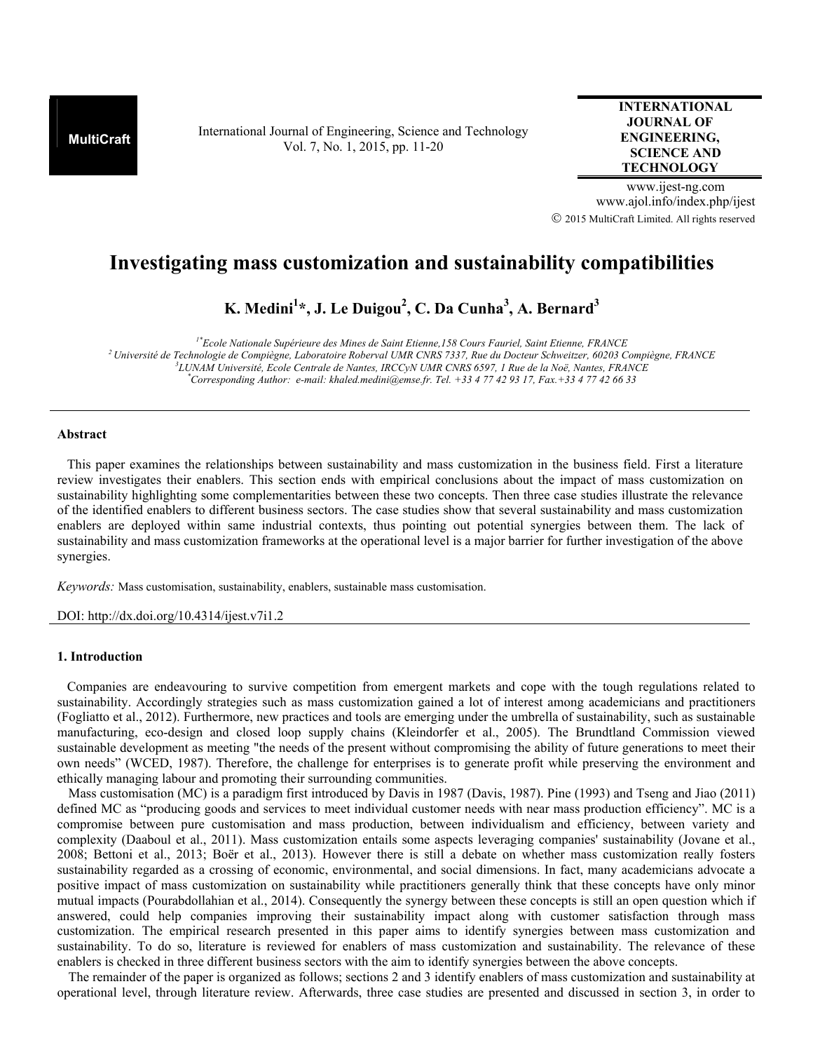# Investigating mass customization and sustainability compatibilities

**K. Medini[1]\*, J. Le Duigou[2], C. Da Cunha[3], A. Bernard[3]**

[1\*]Ecole Nationale Supérieure des Mines de Saint Etienne,158 Cours Fauriel, Saint Etienne, FRANCE
[2] Université de Technologie de Compiègne, Laboratoire Roberval UMR CNRS 7337, Rue du Docteur Schweitzer, 60203 Compiègne, FRANCE
[3]LUNAM Université, Ecole Centrale de Nantes, IRCCyN UMR CNRS 6597, 1 Rue de la Noë, Nantes, FRANCE
\*Corresponding Author: e-mail: khaled.medini@emse.fr. Tel. +33 4 77 42 93 17, Fax.+33 4 77 42 66 33

## Abstract

This paper examines the relationships between sustainability and mass customization in the business field. First a literature review investigates their enablers. This section ends with empirical conclusions about the impact of mass customization on sustainability highlighting some complementarities between these two concepts. Then three case studies illustrate the relevance of the identified enablers to different business sectors. The case studies show that several sustainability and mass customization enablers are deployed within same industrial contexts, thus pointing out potential synergies between them. The lack of sustainability and mass customization frameworks at the operational level is a major barrier for further investigation of the above synergies.

*Keywords:* Mass customisation, sustainability, enablers, sustainable mass customisation.

DOI: http://dx.doi.org/10.4314/ijest.v7i1.2

## 1. Introduction

Companies are endeavouring to survive competition from emergent markets and cope with the tough regulations related to sustainability. Accordingly strategies such as mass customization gained a lot of interest among academicians and practitioners (Fogliatto et al., 2012). Furthermore, new practices and tools are emerging under the umbrella of sustainability, such as sustainable manufacturing, eco-design and closed loop supply chains (Kleindorfer et al., 2005). The Brundtland Commission viewed sustainable development as meeting "the needs of the present without compromising the ability of future generations to meet their own needs" (WCED, 1987). Therefore, the challenge for enterprises is to generate profit while preserving the environment and ethically managing labour and promoting their surrounding communities.

Mass customisation (MC) is a paradigm first introduced by Davis in 1987 (Davis, 1987). Pine (1993) and Tseng and Jiao (2011) defined MC as "producing goods and services to meet individual customer needs with near mass production efficiency". MC is a compromise between pure customisation and mass production, between individualism and efficiency, between variety and complexity (Daaboul et al., 2011). Mass customization entails some aspects leveraging companies' sustainability (Jovane et al., 2008; Bettoni et al., 2013; Boër et al., 2013). However there is still a debate on whether mass customization really fosters sustainability regarded as a crossing of economic, environmental, and social dimensions. In fact, many academicians advocate a positive impact of mass customization on sustainability while practitioners generally think that these concepts have only minor mutual impacts (Pourabdollahian et al., 2014). Consequently the synergy between these concepts is still an open question which if answered, could help companies improving their sustainability impact along with customer satisfaction through mass customization. The empirical research presented in this paper aims to identify synergies between mass customization and sustainability. To do so, literature is reviewed for enablers of mass customization and sustainability. The relevance of these enablers is checked in three different business sectors with the aim to identify synergies between the above concepts.

The remainder of the paper is organized as follows; sections 2 and 3 identify enablers of mass customization and sustainability at operational level, through literature review. Afterwards, three case studies are presented and discussed in section 3, in order to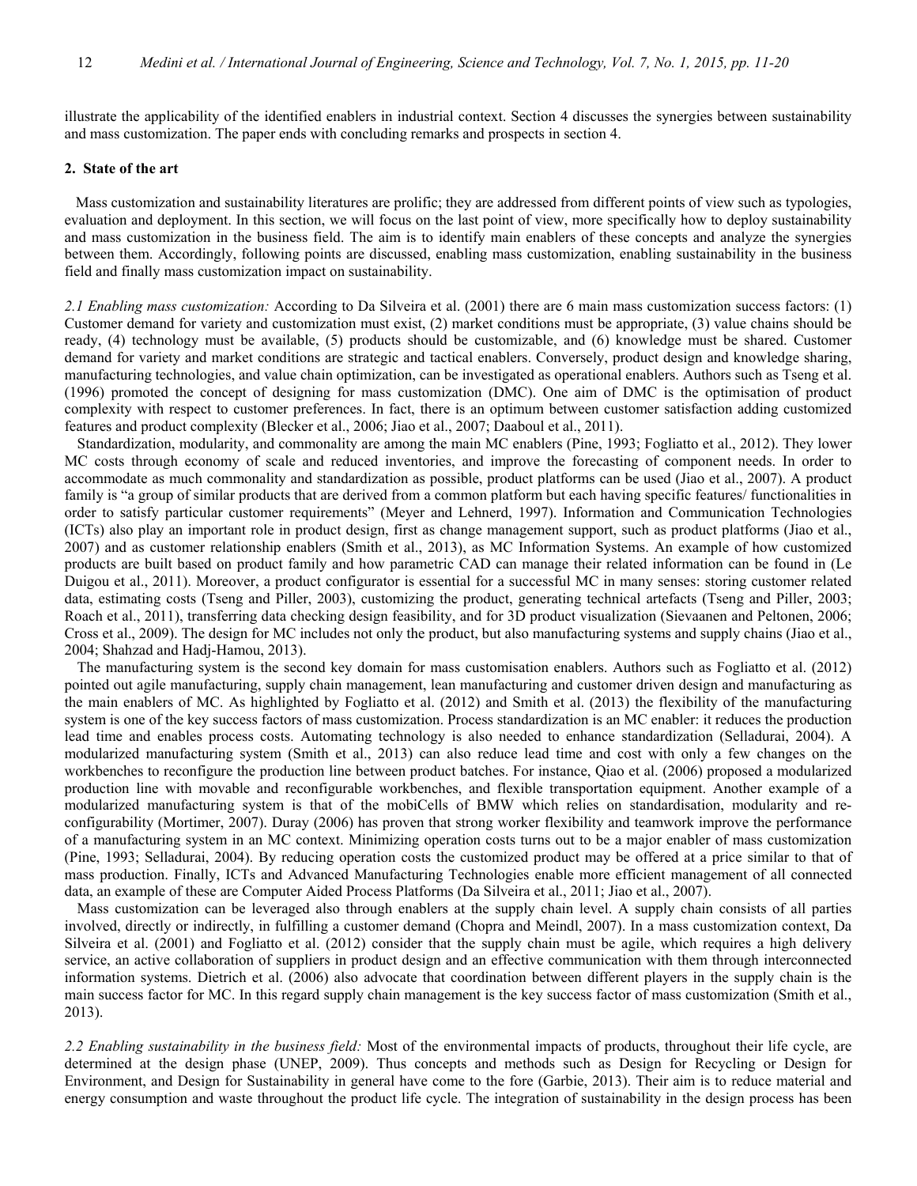illustrate the applicability of the identified enablers in industrial context. Section 4 discusses the synergies between sustainability and mass customization. The paper ends with concluding remarks and prospects in section 4.

## 2. State of the art

Mass customization and sustainability literatures are prolific; they are addressed from different points of view such as typologies, evaluation and deployment. In this section, we will focus on the last point of view, more specifically how to deploy sustainability and mass customization in the business field. The aim is to identify main enablers of these concepts and analyze the synergies between them. Accordingly, following points are discussed, enabling mass customization, enabling sustainability in the business field and finally mass customization impact on sustainability.

*2.1 Enabling mass customization:* According to Da Silveira et al. (2001) there are 6 main mass customization success factors: (1) Customer demand for variety and customization must exist, (2) market conditions must be appropriate, (3) value chains should be ready, (4) technology must be available, (5) products should be customizable, and (6) knowledge must be shared. Customer demand for variety and market conditions are strategic and tactical enablers. Conversely, product design and knowledge sharing, manufacturing technologies, and value chain optimization, can be investigated as operational enablers. Authors such as Tseng et al. (1996) promoted the concept of designing for mass customization (DMC). One aim of DMC is the optimisation of product complexity with respect to customer preferences. In fact, there is an optimum between customer satisfaction adding customized features and product complexity (Blecker et al., 2006; Jiao et al., 2007; Daaboul et al., 2011).

Standardization, modularity, and commonality are among the main MC enablers (Pine, 1993; Fogliatto et al., 2012). They lower MC costs through economy of scale and reduced inventories, and improve the forecasting of component needs. In order to accommodate as much commonality and standardization as possible, product platforms can be used (Jiao et al., 2007). A product family is "a group of similar products that are derived from a common platform but each having specific features/ functionalities in order to satisfy particular customer requirements" (Meyer and Lehnerd, 1997). Information and Communication Technologies (ICTs) also play an important role in product design, first as change management support, such as product platforms (Jiao et al., 2007) and as customer relationship enablers (Smith et al., 2013), as MC Information Systems. An example of how customized products are built based on product family and how parametric CAD can manage their related information can be found in (Le Duigou et al., 2011). Moreover, a product configurator is essential for a successful MC in many senses: storing customer related data, estimating costs (Tseng and Piller, 2003), customizing the product, generating technical artefacts (Tseng and Piller, 2003; Roach et al., 2011), transferring data checking design feasibility, and for 3D product visualization (Sievaanen and Peltonen, 2006; Cross et al., 2009). The design for MC includes not only the product, but also manufacturing systems and supply chains (Jiao et al., 2004; Shahzad and Hadj-Hamou, 2013).

The manufacturing system is the second key domain for mass customisation enablers. Authors such as Fogliatto et al. (2012) pointed out agile manufacturing, supply chain management, lean manufacturing and customer driven design and manufacturing as the main enablers of MC. As highlighted by Fogliatto et al. (2012) and Smith et al. (2013) the flexibility of the manufacturing system is one of the key success factors of mass customization. Process standardization is an MC enabler: it reduces the production lead time and enables process costs. Automating technology is also needed to enhance standardization (Selladurai, 2004). A modularized manufacturing system (Smith et al., 2013) can also reduce lead time and cost with only a few changes on the workbenches to reconfigure the production line between product batches. For instance, Qiao et al. (2006) proposed a modularized production line with movable and reconfigurable workbenches, and flexible transportation equipment. Another example of a modularized manufacturing system is that of the mobiCells of BMW which relies on standardisation, modularity and re-configurability (Mortimer, 2007). Duray (2006) has proven that strong worker flexibility and teamwork improve the performance of a manufacturing system in an MC context. Minimizing operation costs turns out to be a major enabler of mass customization (Pine, 1993; Selladurai, 2004). By reducing operation costs the customized product may be offered at a price similar to that of mass production. Finally, ICTs and Advanced Manufacturing Technologies enable more efficient management of all connected data, an example of these are Computer Aided Process Platforms (Da Silveira et al., 2011; Jiao et al., 2007).

Mass customization can be leveraged also through enablers at the supply chain level. A supply chain consists of all parties involved, directly or indirectly, in fulfilling a customer demand (Chopra and Meindl, 2007). In a mass customization context, Da Silveira et al. (2001) and Fogliatto et al. (2012) consider that the supply chain must be agile, which requires a high delivery service, an active collaboration of suppliers in product design and an effective communication with them through interconnected information systems. Dietrich et al. (2006) also advocate that coordination between different players in the supply chain is the main success factor for MC. In this regard supply chain management is the key success factor of mass customization (Smith et al., 2013).

*2.2 Enabling sustainability in the business field:* Most of the environmental impacts of products, throughout their life cycle, are determined at the design phase (UNEP, 2009). Thus concepts and methods such as Design for Recycling or Design for Environment, and Design for Sustainability in general have come to the fore (Garbie, 2013). Their aim is to reduce material and energy consumption and waste throughout the product life cycle. The integration of sustainability in the design process has been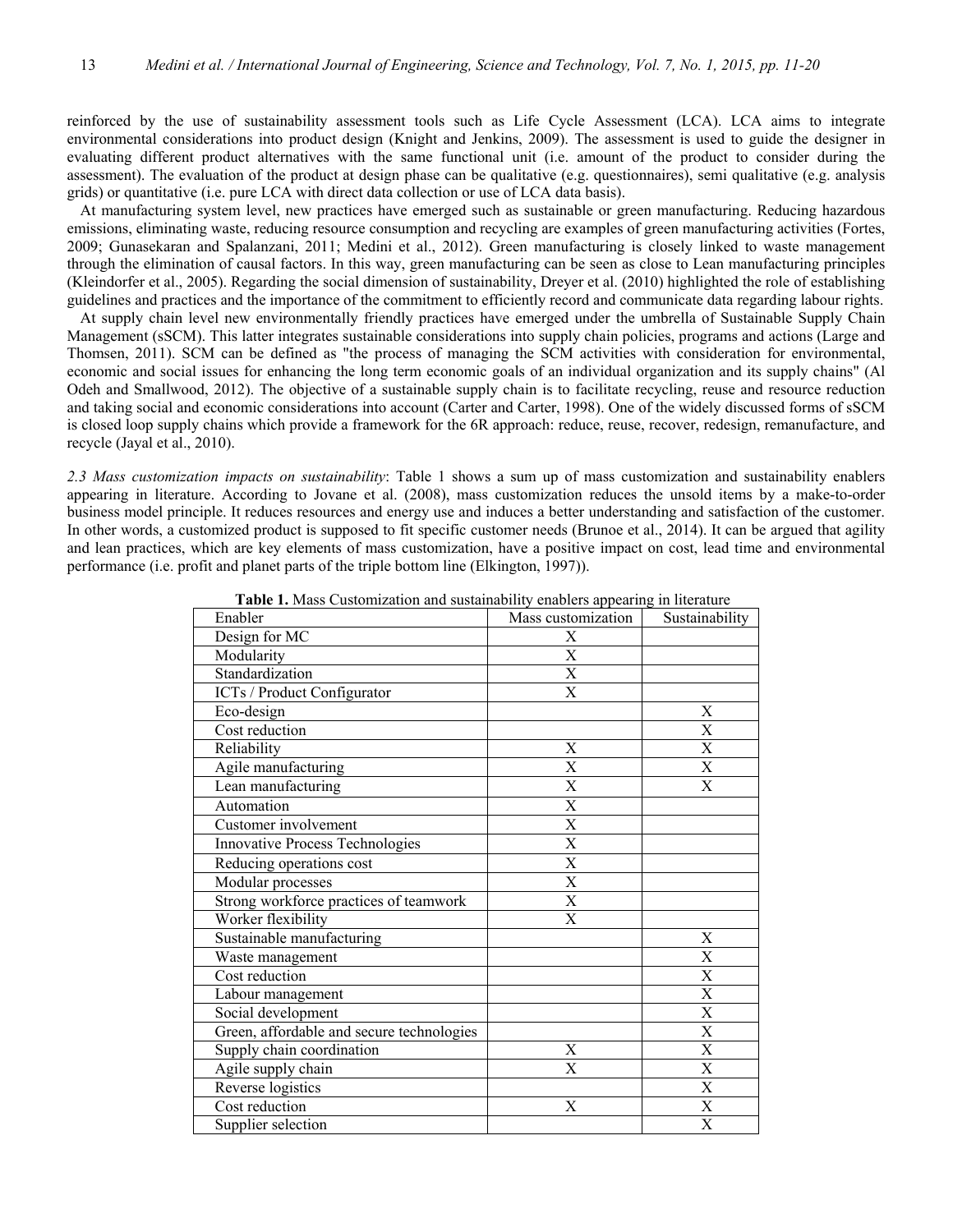reinforced by the use of sustainability assessment tools such as Life Cycle Assessment (LCA). LCA aims to integrate environmental considerations into product design (Knight and Jenkins, 2009). The assessment is used to guide the designer in evaluating different product alternatives with the same functional unit (i.e. amount of the product to consider during the assessment). The evaluation of the product at design phase can be qualitative (e.g. questionnaires), semi qualitative (e.g. analysis grids) or quantitative (i.e. pure LCA with direct data collection or use of LCA data basis).

At manufacturing system level, new practices have emerged such as sustainable or green manufacturing. Reducing hazardous emissions, eliminating waste, reducing resource consumption and recycling are examples of green manufacturing activities (Fortes, 2009; Gunasekaran and Spalanzani, 2011; Medini et al., 2012). Green manufacturing is closely linked to waste management through the elimination of causal factors. In this way, green manufacturing can be seen as close to Lean manufacturing principles (Kleindorfer et al., 2005). Regarding the social dimension of sustainability, Dreyer et al. (2010) highlighted the role of establishing guidelines and practices and the importance of the commitment to efficiently record and communicate data regarding labour rights.

At supply chain level new environmentally friendly practices have emerged under the umbrella of Sustainable Supply Chain Management (sSCM). This latter integrates sustainable considerations into supply chain policies, programs and actions (Large and Thomsen, 2011). SCM can be defined as "the process of managing the SCM activities with consideration for environmental, economic and social issues for enhancing the long term economic goals of an individual organization and its supply chains" (Al Odeh and Smallwood, 2012). The objective of a sustainable supply chain is to facilitate recycling, reuse and resource reduction and taking social and economic considerations into account (Carter and Carter, 1998). One of the widely discussed forms of sSCM is closed loop supply chains which provide a framework for the 6R approach: reduce, reuse, recover, redesign, remanufacture, and recycle (Jayal et al., 2010).

*2.3 Mass customization impacts on sustainability*: Table 1 shows a sum up of mass customization and sustainability enablers appearing in literature. According to Jovane et al. (2008), mass customization reduces the unsold items by a make-to-order business model principle. It reduces resources and energy use and induces a better understanding and satisfaction of the customer. In other words, a customized product is supposed to fit specific customer needs (Brunoe et al., 2014). It can be argued that agility and lean practices, which are key elements of mass customization, have a positive impact on cost, lead time and environmental performance (i.e. profit and planet parts of the triple bottom line (Elkington, 1997)).

**Table 1.** Mass Customization and sustainability enablers appearing in literature

| Enabler | Mass customization | Sustainability |
|---|---|---|
| Design for MC | X | |
| Modularity | X | |
| Standardization | X | |
| ICTs / Product Configurator | X | |
| Eco-design | | X |
| Cost reduction | | X |
| Reliability | X | X |
| Agile manufacturing | X | X |
| Lean manufacturing | X | X |
| Automation | X | |
| Customer involvement | X | |
| Innovative Process Technologies | X | |
| Reducing operations cost | X | |
| Modular processes | X | |
| Strong workforce practices of teamwork | X | |
| Worker flexibility | X | |
| Sustainable manufacturing | | X |
| Waste management | | X |
| Cost reduction | | X |
| Labour management | | X |
| Social development | | X |
| Green, affordable and secure technologies | | X |
| Supply chain coordination | X | X |
| Agile supply chain | X | X |
| Reverse logistics | | X |
| Cost reduction | X | X |
| Supplier selection | | X |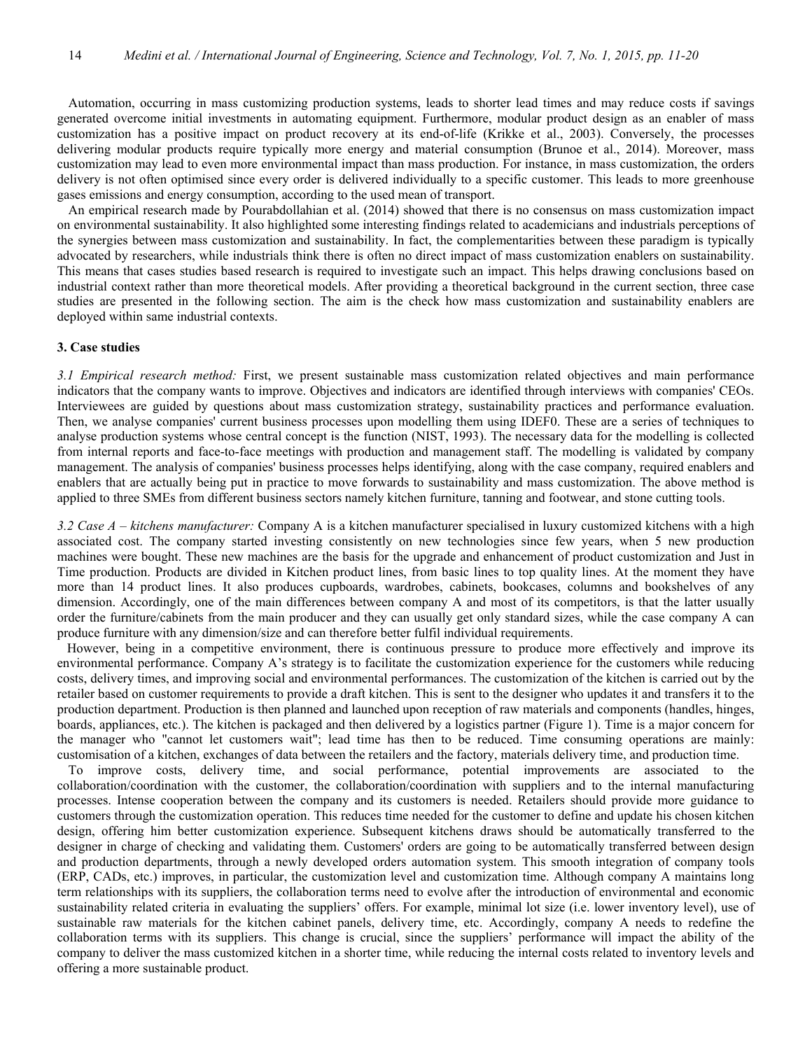Automation, occurring in mass customizing production systems, leads to shorter lead times and may reduce costs if savings generated overcome initial investments in automating equipment. Furthermore, modular product design as an enabler of mass customization has a positive impact on product recovery at its end-of-life (Krikke et al., 2003). Conversely, the processes delivering modular products require typically more energy and material consumption (Brunoe et al., 2014). Moreover, mass customization may lead to even more environmental impact than mass production. For instance, in mass customization, the orders delivery is not often optimised since every order is delivered individually to a specific customer. This leads to more greenhouse gases emissions and energy consumption, according to the used mean of transport.

An empirical research made by Pourabdollahian et al. (2014) showed that there is no consensus on mass customization impact on environmental sustainability. It also highlighted some interesting findings related to academicians and industrials perceptions of the synergies between mass customization and sustainability. In fact, the complementarities between these paradigm is typically advocated by researchers, while industrials think there is often no direct impact of mass customization enablers on sustainability. This means that cases studies based research is required to investigate such an impact. This helps drawing conclusions based on industrial context rather than more theoretical models. After providing a theoretical background in the current section, three case studies are presented in the following section. The aim is the check how mass customization and sustainability enablers are deployed within same industrial contexts.

## 3. Case studies

*3.1 Empirical research method:* First, we present sustainable mass customization related objectives and main performance indicators that the company wants to improve. Objectives and indicators are identified through interviews with companies' CEOs. Interviewees are guided by questions about mass customization strategy, sustainability practices and performance evaluation. Then, we analyse companies' current business processes upon modelling them using IDEF0. These are a series of techniques to analyse production systems whose central concept is the function (NIST, 1993). The necessary data for the modelling is collected from internal reports and face-to-face meetings with production and management staff. The modelling is validated by company management. The analysis of companies' business processes helps identifying, along with the case company, required enablers and enablers that are actually being put in practice to move forwards to sustainability and mass customization. The above method is applied to three SMEs from different business sectors namely kitchen furniture, tanning and footwear, and stone cutting tools.

*3.2 Case A – kitchens manufacturer:* Company A is a kitchen manufacturer specialised in luxury customized kitchens with a high associated cost. The company started investing consistently on new technologies since few years, when 5 new production machines were bought. These new machines are the basis for the upgrade and enhancement of product customization and Just in Time production. Products are divided in Kitchen product lines, from basic lines to top quality lines. At the moment they have more than 14 product lines. It also produces cupboards, wardrobes, cabinets, bookcases, columns and bookshelves of any dimension. Accordingly, one of the main differences between company A and most of its competitors, is that the latter usually order the furniture/cabinets from the main producer and they can usually get only standard sizes, while the case company A can produce furniture with any dimension/size and can therefore better fulfil individual requirements.

However, being in a competitive environment, there is continuous pressure to produce more effectively and improve its environmental performance. Company A's strategy is to facilitate the customization experience for the customers while reducing costs, delivery times, and improving social and environmental performances. The customization of the kitchen is carried out by the retailer based on customer requirements to provide a draft kitchen. This is sent to the designer who updates it and transfers it to the production department. Production is then planned and launched upon reception of raw materials and components (handles, hinges, boards, appliances, etc.). The kitchen is packaged and then delivered by a logistics partner (Figure 1). Time is a major concern for the manager who "cannot let customers wait"; lead time has then to be reduced. Time consuming operations are mainly: customisation of a kitchen, exchanges of data between the retailers and the factory, materials delivery time, and production time.

To improve costs, delivery time, and social performance, potential improvements are associated to the collaboration/coordination with the customer, the collaboration/coordination with suppliers and to the internal manufacturing processes. Intense cooperation between the company and its customers is needed. Retailers should provide more guidance to customers through the customization operation. This reduces time needed for the customer to define and update his chosen kitchen design, offering him better customization experience. Subsequent kitchens draws should be automatically transferred to the designer in charge of checking and validating them. Customers' orders are going to be automatically transferred between design and production departments, through a newly developed orders automation system. This smooth integration of company tools (ERP, CADs, etc.) improves, in particular, the customization level and customization time. Although company A maintains long term relationships with its suppliers, the collaboration terms need to evolve after the introduction of environmental and economic sustainability related criteria in evaluating the suppliers' offers. For example, minimal lot size (i.e. lower inventory level), use of sustainable raw materials for the kitchen cabinet panels, delivery time, etc. Accordingly, company A needs to redefine the collaboration terms with its suppliers. This change is crucial, since the suppliers' performance will impact the ability of the company to deliver the mass customized kitchen in a shorter time, while reducing the internal costs related to inventory levels and offering a more sustainable product.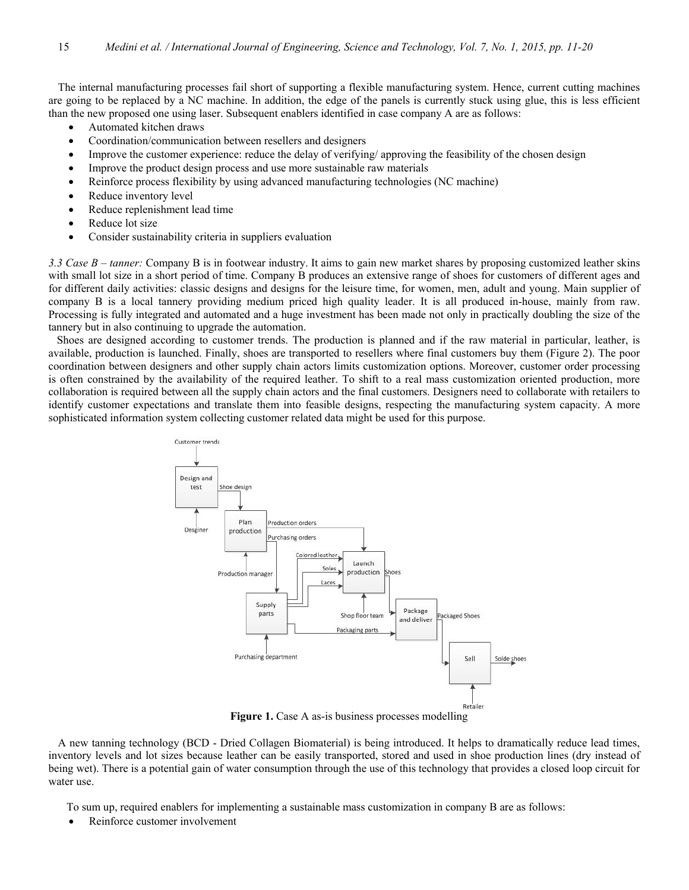The internal manufacturing processes fail short of supporting a flexible manufacturing system. Hence, current cutting machines are going to be replaced by a NC machine. In addition, the edge of the panels is currently stuck using glue, this is less efficient than the new proposed one using laser. Subsequent enablers identified in case company A are as follows:

- Automated kitchen draws
- Coordination/communication between resellers and designers
- Improve the customer experience: reduce the delay of verifying/ approving the feasibility of the chosen design
- Improve the product design process and use more sustainable raw materials
- Reinforce process flexibility by using advanced manufacturing technologies (NC machine)
- Reduce inventory level
- Reduce replenishment lead time
- Reduce lot size
- Consider sustainability criteria in suppliers evaluation

*3.3 Case B – tanner:* Company B is in footwear industry. It aims to gain new market shares by proposing customized leather skins with small lot size in a short period of time. Company B produces an extensive range of shoes for customers of different ages and for different daily activities: classic designs and designs for the leisure time, for women, men, adult and young. Main supplier of company B is a local tannery providing medium priced high quality leader. It is all produced in-house, mainly from raw. Processing is fully integrated and automated and a huge investment has been made not only in practically doubling the size of the tannery but in also continuing to upgrade the automation.

Shoes are designed according to customer trends. The production is planned and if the raw material in particular, leather, is available, production is launched. Finally, shoes are transported to resellers where final customers buy them (Figure 2). The poor coordination between designers and other supply chain actors limits customization options. Moreover, customer order processing is often constrained by the availability of the required leather. To shift to a real mass customization oriented production, more collaboration is required between all the supply chain actors and the final customers. Designers need to collaborate with retailers to identify customer expectations and translate them into feasible designs, respecting the manufacturing system capacity. A more sophisticated information system collecting customer related data might be used for this purpose.

Customer trends
Design and test
Shoe design
Desginer
Plan production
Production orders
Purchasing orders
Production manager
Colored leather
Soles
Laces
Launch production
Shoes
Shop floor team
Supply parts
Packaging parts
Purchasing department
Package and deliver
Packaged Shoes
Sell
Solde shoes
Retailer

**Figure 1.** Case A as-is business processes modelling

A new tanning technology (BCD - Dried Collagen Biomaterial) is being introduced. It helps to dramatically reduce lead times, inventory levels and lot sizes because leather can be easily transported, stored and used in shoe production lines (dry instead of being wet). There is a potential gain of water consumption through the use of this technology that provides a closed loop circuit for water use.

To sum up, required enablers for implementing a sustainable mass customization in company B are as follows:

- Reinforce customer involvement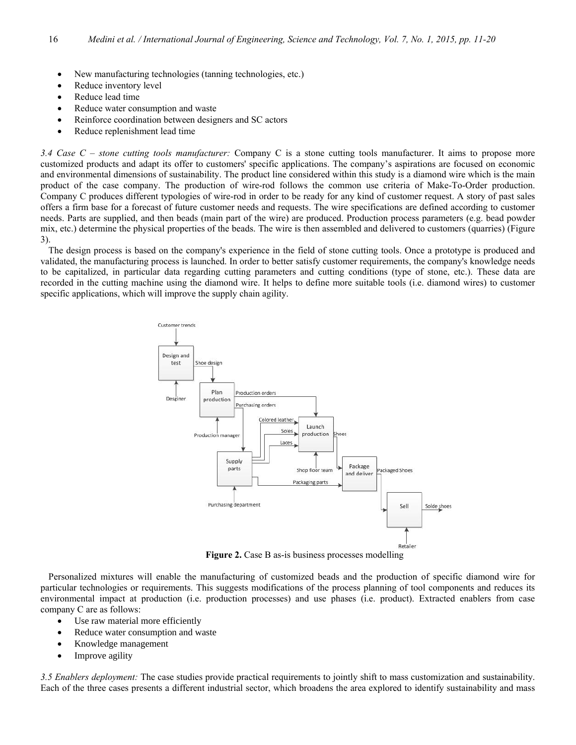- New manufacturing technologies (tanning technologies, etc.)
- Reduce inventory level
- Reduce lead time
- Reduce water consumption and waste
- Reinforce coordination between designers and SC actors
- Reduce replenishment lead time

*3.4 Case C – stone cutting tools manufacturer:* Company C is a stone cutting tools manufacturer. It aims to propose more customized products and adapt its offer to customers' specific applications. The company's aspirations are focused on economic and environmental dimensions of sustainability. The product line considered within this study is a diamond wire which is the main product of the case company. The production of wire-rod follows the common use criteria of Make-To-Order production. Company C produces different typologies of wire-rod in order to be ready for any kind of customer request. A story of past sales offers a firm base for a forecast of future customer needs and requests. The wire specifications are defined according to customer needs. Parts are supplied, and then beads (main part of the wire) are produced. Production process parameters (e.g. bead powder mix, etc.) determine the physical properties of the beads. The wire is then assembled and delivered to customers (quarries) (Figure 3).

The design process is based on the company's experience in the field of stone cutting tools. Once a prototype is produced and validated, the manufacturing process is launched. In order to better satisfy customer requirements, the company's knowledge needs to be capitalized, in particular data regarding cutting parameters and cutting conditions (type of stone, etc.). These data are recorded in the cutting machine using the diamond wire. It helps to define more suitable tools (i.e. diamond wires) to customer specific applications, which will improve the supply chain agility.

**Figure 2.** Case B as-is business processes modelling

Personalized mixtures will enable the manufacturing of customized beads and the production of specific diamond wire for particular technologies or requirements. This suggests modifications of the process planning of tool components and reduces its environmental impact at production (i.e. production processes) and use phases (i.e. product). Extracted enablers from case company C are as follows:

- Use raw material more efficiently
- Reduce water consumption and waste
- Knowledge management
- Improve agility

*3.5 Enablers deployment:* The case studies provide practical requirements to jointly shift to mass customization and sustainability. Each of the three cases presents a different industrial sector, which broadens the area explored to identify sustainability and mass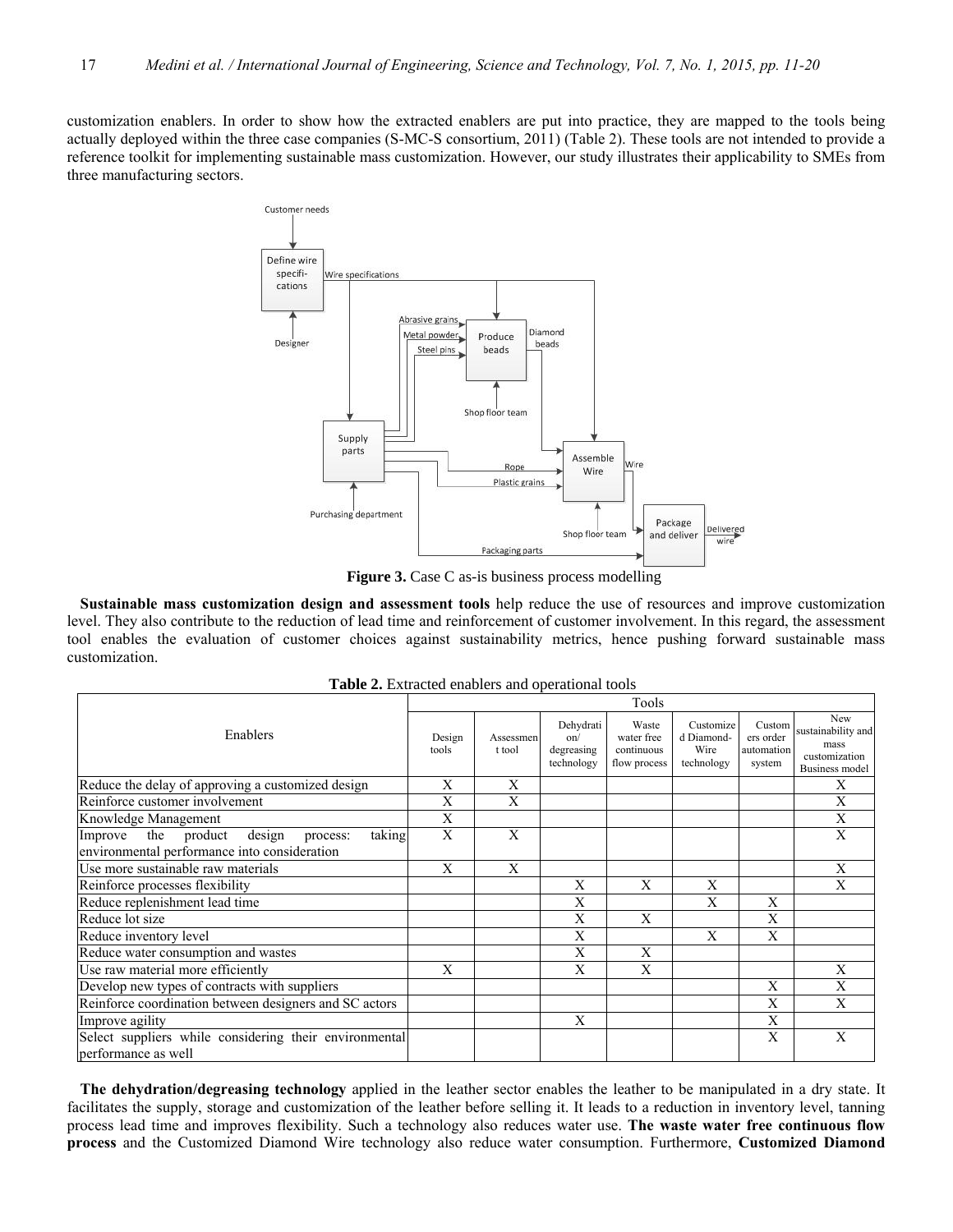customization enablers. In order to show how the extracted enablers are put into practice, they are mapped to the tools being actually deployed within the three case companies (S-MC-S consortium, 2011) (Table 2). These tools are not intended to provide a reference toolkit for implementing sustainable mass customization. However, our study illustrates their applicability to SMEs from three manufacturing sectors.

**Figure 3.** Case C as-is business process modelling

**Sustainable mass customization design and assessment tools** help reduce the use of resources and improve customization level. They also contribute to the reduction of lead time and reinforcement of customer involvement. In this regard, the assessment tool enables the evaluation of customer choices against sustainability metrics, hence pushing forward sustainable mass customization.

**Table 2.** Extracted enablers and operational tools

| Enablers | Tools | | | | | | |
|---|---|---|---|---|---|---|---|
| | Design tools | Assessment tool | Dehydration/ degreasing technology | Waste water free continuous flow process | Customized Diamond-Wire technology | Customers order automation system | New sustainability and mass customization Business model |
| Reduce the delay of approving a customized design | X | X | | | | | X |
| Reinforce customer involvement | X | X | | | | | X |
| Knowledge Management | X | | | | | | X |
| Improve the product design process: taking environmental performance into consideration | X | X | | | | | X |
| Use more sustainable raw materials | X | X | | | | | X |
| Reinforce processes flexibility | | | X | X | X | | X |
| Reduce replenishment lead time | | | X | | X | X | |
| Reduce lot size | | | X | X | | X | |
| Reduce inventory level | | | X | | X | X | |
| Reduce water consumption and wastes | | | X | X | | | |
| Use raw material more efficiently | X | | X | X | | | X |
| Develop new types of contracts with suppliers | | | | | | X | X |
| Reinforce coordination between designers and SC actors | | | | | | X | X |
| Improve agility | | | X | | | X | |
| Select suppliers while considering their environmental performance as well | | | | | | X | X |

**The dehydration/degreasing technology** applied in the leather sector enables the leather to be manipulated in a dry state. It facilitates the supply, storage and customization of the leather before selling it. It leads to a reduction in inventory level, tanning process lead time and improves flexibility. Such a technology also reduces water use. **The waste water free continuous flow process** and the Customized Diamond Wire technology also reduce water consumption. Furthermore, **Customized Diamond**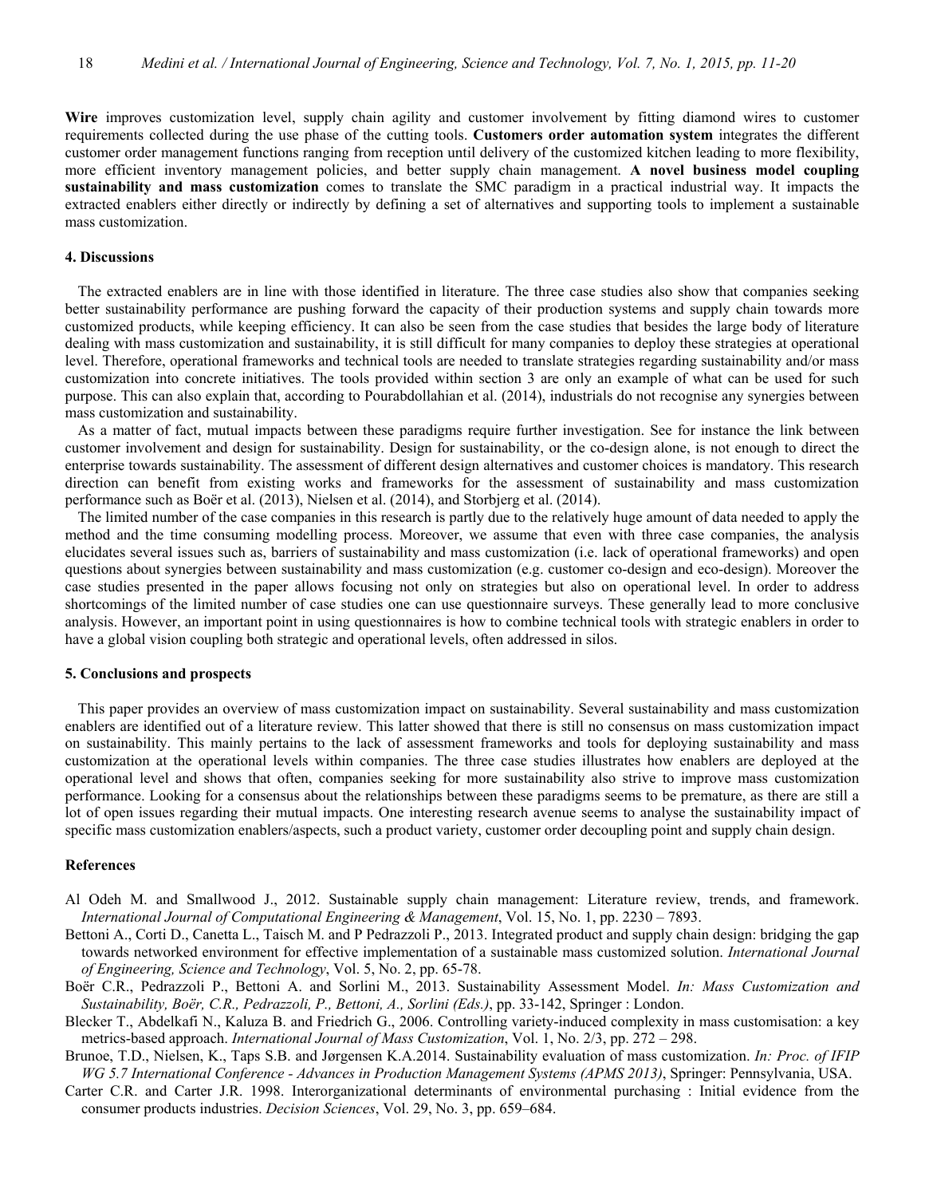**Wire** improves customization level, supply chain agility and customer involvement by fitting diamond wires to customer requirements collected during the use phase of the cutting tools. **Customers order automation system** integrates the different customer order management functions ranging from reception until delivery of the customized kitchen leading to more flexibility, more efficient inventory management policies, and better supply chain management. **A novel business model coupling sustainability and mass customization** comes to translate the SMC paradigm in a practical industrial way. It impacts the extracted enablers either directly or indirectly by defining a set of alternatives and supporting tools to implement a sustainable mass customization.

### 4. Discussions

The extracted enablers are in line with those identified in literature. The three case studies also show that companies seeking better sustainability performance are pushing forward the capacity of their production systems and supply chain towards more customized products, while keeping efficiency. It can also be seen from the case studies that besides the large body of literature dealing with mass customization and sustainability, it is still difficult for many companies to deploy these strategies at operational level. Therefore, operational frameworks and technical tools are needed to translate strategies regarding sustainability and/or mass customization into concrete initiatives. The tools provided within section 3 are only an example of what can be used for such purpose. This can also explain that, according to Pourabdollahian et al. (2014), industrials do not recognise any synergies between mass customization and sustainability.

As a matter of fact, mutual impacts between these paradigms require further investigation. See for instance the link between customer involvement and design for sustainability. Design for sustainability, or the co-design alone, is not enough to direct the enterprise towards sustainability. The assessment of different design alternatives and customer choices is mandatory. This research direction can benefit from existing works and frameworks for the assessment of sustainability and mass customization performance such as Boër et al. (2013), Nielsen et al. (2014), and Storbjerg et al. (2014).

The limited number of the case companies in this research is partly due to the relatively huge amount of data needed to apply the method and the time consuming modelling process. Moreover, we assume that even with three case companies, the analysis elucidates several issues such as, barriers of sustainability and mass customization (i.e. lack of operational frameworks) and open questions about synergies between sustainability and mass customization (e.g. customer co-design and eco-design). Moreover the case studies presented in the paper allows focusing not only on strategies but also on operational level. In order to address shortcomings of the limited number of case studies one can use questionnaire surveys. These generally lead to more conclusive analysis. However, an important point in using questionnaires is how to combine technical tools with strategic enablers in order to have a global vision coupling both strategic and operational levels, often addressed in silos.

### 5. Conclusions and prospects

This paper provides an overview of mass customization impact on sustainability. Several sustainability and mass customization enablers are identified out of a literature review. This latter showed that there is still no consensus on mass customization impact on sustainability. This mainly pertains to the lack of assessment frameworks and tools for deploying sustainability and mass customization at the operational levels within companies. The three case studies illustrates how enablers are deployed at the operational level and shows that often, companies seeking for more sustainability also strive to improve mass customization performance. Looking for a consensus about the relationships between these paradigms seems to be premature, as there are still a lot of open issues regarding their mutual impacts. One interesting research avenue seems to analyse the sustainability impact of specific mass customization enablers/aspects, such a product variety, customer order decoupling point and supply chain design.

### References

Al Odeh M. and Smallwood J., 2012. Sustainable supply chain management: Literature review, trends, and framework. *International Journal of Computational Engineering & Management*, Vol. 15, No. 1, pp. 2230 – 7893.

Bettoni A., Corti D., Canetta L., Taisch M. and P Pedrazzoli P., 2013. Integrated product and supply chain design: bridging the gap towards networked environment for effective implementation of a sustainable mass customized solution. *International Journal of Engineering, Science and Technology*, Vol. 5, No. 2, pp. 65-78.

Boër C.R., Pedrazzoli P., Bettoni A. and Sorlini M., 2013. Sustainability Assessment Model. *In: Mass Customization and Sustainability, Boër, C.R., Pedrazzoli, P., Bettoni, A., Sorlini (Eds.)*, pp. 33-142, Springer : London.

Blecker T., Abdelkafi N., Kaluza B. and Friedrich G., 2006. Controlling variety-induced complexity in mass customisation: a key metrics-based approach. *International Journal of Mass Customization*, Vol. 1, No. 2/3, pp. 272 – 298.

Brunoe, T.D., Nielsen, K., Taps S.B. and Jørgensen K.A.2014. Sustainability evaluation of mass customization. *In: Proc. of IFIP WG 5.7 International Conference - Advances in Production Management Systems (APMS 2013)*, Springer: Pennsylvania, USA.

Carter C.R. and Carter J.R. 1998. Interorganizational determinants of environmental purchasing : Initial evidence from the consumer products industries. *Decision Sciences*, Vol. 29, No. 3, pp. 659–684.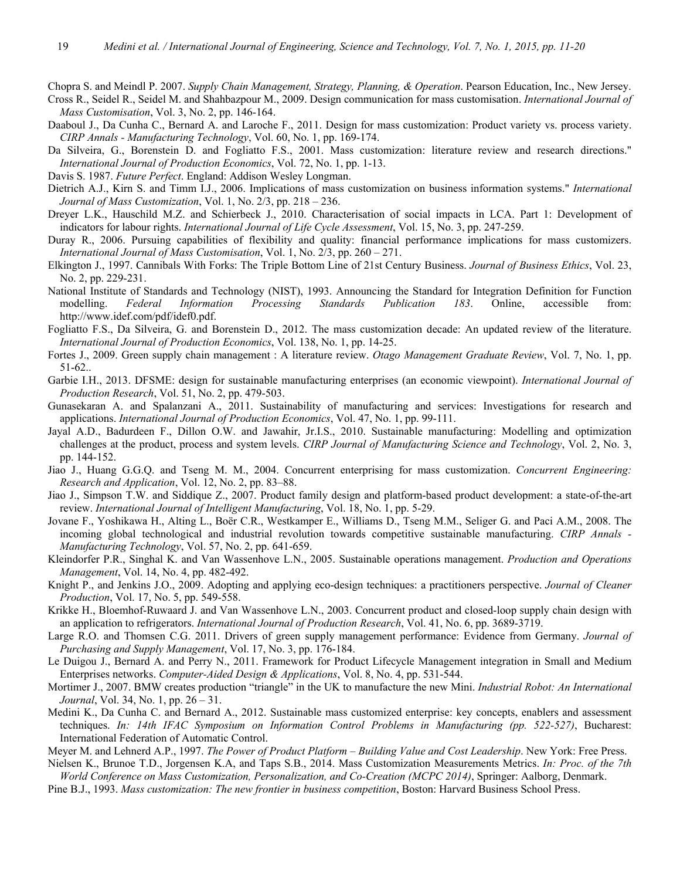Chopra S. and Meindl P. 2007. *Supply Chain Management, Strategy, Planning, & Operation*. Pearson Education, Inc., New Jersey.

Cross R., Seidel R., Seidel M. and Shahbazpour M., 2009. Design communication for mass customisation. *International Journal of Mass Customisation*, Vol. 3, No. 2, pp. 146-164.

Daaboul J., Da Cunha C., Bernard A. and Laroche F., 2011. Design for mass customization: Product variety vs. process variety. *CIRP Annals - Manufacturing Technology*, Vol. 60, No. 1, pp. 169-174.

Da Silveira, G., Borenstein D. and Fogliatto F.S., 2001. Mass customization: literature review and research directions." *International Journal of Production Economics*, Vol. 72, No. 1, pp. 1-13.

Davis S. 1987. *Future Perfect*. England: Addison Wesley Longman.

Dietrich A.J., Kirn S. and Timm I.J., 2006. Implications of mass customization on business information systems." *International Journal of Mass Customization*, Vol. 1, No. 2/3, pp. 218 – 236.

Dreyer L.K., Hauschild M.Z. and Schierbeck J., 2010. Characterisation of social impacts in LCA. Part 1: Development of indicators for labour rights. *International Journal of Life Cycle Assessment*, Vol. 15, No. 3, pp. 247-259.

Duray R., 2006. Pursuing capabilities of flexibility and quality: financial performance implications for mass customizers. *International Journal of Mass Customisation*, Vol. 1, No. 2/3, pp. 260 – 271.

Elkington J., 1997. Cannibals With Forks: The Triple Bottom Line of 21st Century Business. *Journal of Business Ethics*, Vol. 23, No. 2, pp. 229-231.

National Institute of Standards and Technology (NIST), 1993. Announcing the Standard for Integration Definition for Function modelling. *Federal Information Processing Standards Publication 183*. Online, accessible from: http://www.idef.com/pdf/idef0.pdf.

Fogliatto F.S., Da Silveira, G. and Borenstein D., 2012. The mass customization decade: An updated review of the literature. *International Journal of Production Economics*, Vol. 138, No. 1, pp. 14-25.

Fortes J., 2009. Green supply chain management : A literature review. *Otago Management Graduate Review*, Vol. 7, No. 1, pp. 51-62..

Garbie I.H., 2013. DFSME: design for sustainable manufacturing enterprises (an economic viewpoint). *International Journal of Production Research*, Vol. 51, No. 2, pp. 479-503.

Gunasekaran A. and Spalanzani A., 2011. Sustainability of manufacturing and services: Investigations for research and applications. *International Journal of Production Economics*, Vol. 47, No. 1, pp. 99-111.

Jayal A.D., Badurdeen F., Dillon O.W. and Jawahir, Jr.I.S., 2010. Sustainable manufacturing: Modelling and optimization challenges at the product, process and system levels. *CIRP Journal of Manufacturing Science and Technology*, Vol. 2, No. 3, pp. 144-152.

Jiao J., Huang G.G.Q. and Tseng M. M., 2004. Concurrent enterprising for mass customization. *Concurrent Engineering: Research and Application*, Vol. 12, No. 2, pp. 83–88.

Jiao J., Simpson T.W. and Siddique Z., 2007. Product family design and platform-based product development: a state-of-the-art review. *International Journal of Intelligent Manufacturing*, Vol. 18, No. 1, pp. 5-29.

Jovane F., Yoshikawa H., Alting L., Boër C.R., Westkamper E., Williams D., Tseng M.M., Seliger G. and Paci A.M., 2008. The incoming global technological and industrial revolution towards competitive sustainable manufacturing. *CIRP Annals - Manufacturing Technology*, Vol. 57, No. 2, pp. 641-659.

Kleindorfer P.R., Singhal K. and Van Wassenhove L.N., 2005. Sustainable operations management. *Production and Operations Management*, Vol. 14, No. 4, pp. 482-492.

Knight P., and Jenkins J.O., 2009. Adopting and applying eco-design techniques: a practitioners perspective. *Journal of Cleaner Production*, Vol. 17, No. 5, pp. 549-558.

Krikke H., Bloemhof-Ruwaard J. and Van Wassenhove L.N., 2003. Concurrent product and closed-loop supply chain design with an application to refrigerators. *International Journal of Production Research*, Vol. 41, No. 6, pp. 3689-3719.

Large R.O. and Thomsen C.G. 2011. Drivers of green supply management performance: Evidence from Germany. *Journal of Purchasing and Supply Management*, Vol. 17, No. 3, pp. 176-184.

Le Duigou J., Bernard A. and Perry N., 2011. Framework for Product Lifecycle Management integration in Small and Medium Enterprises networks. *Computer-Aided Design & Applications*, Vol. 8, No. 4, pp. 531-544.

Mortimer J., 2007. BMW creates production "triangle" in the UK to manufacture the new Mini. *Industrial Robot: An International Journal*, Vol. 34, No. 1, pp. 26 – 31.

Medini K., Da Cunha C. and Bernard A., 2012. Sustainable mass customized enterprise: key concepts, enablers and assessment techniques. *In: 14th IFAC Symposium on Information Control Problems in Manufacturing (pp. 522-527)*, Bucharest: International Federation of Automatic Control.

Meyer M. and Lehnerd A.P., 1997. *The Power of Product Platform – Building Value and Cost Leadership*. New York: Free Press.

Nielsen K., Brunoe T.D., Jorgensen K.A, and Taps S.B., 2014. Mass Customization Measurements Metrics. *In: Proc. of the 7th World Conference on Mass Customization, Personalization, and Co-Creation (MCPC 2014)*, Springer: Aalborg, Denmark.

Pine B.J., 1993. *Mass customization: The new frontier in business competition*, Boston: Harvard Business School Press.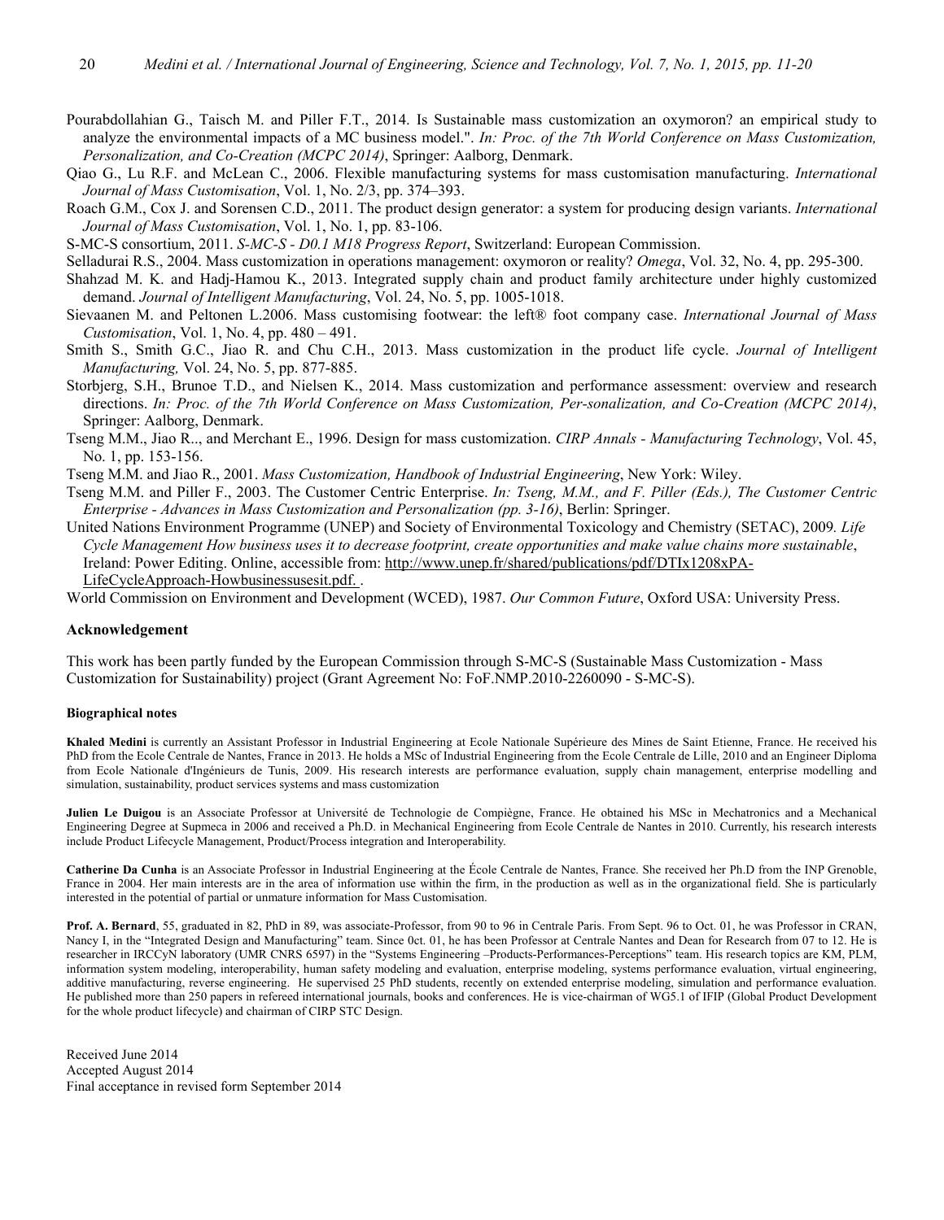Pourabdollahian G., Taisch M. and Piller F.T., 2014. Is Sustainable mass customization an oxymoron? an empirical study to analyze the environmental impacts of a MC business model.". *In: Proc. of the 7th World Conference on Mass Customization, Personalization, and Co-Creation (MCPC 2014)*, Springer: Aalborg, Denmark.

Qiao G., Lu R.F. and McLean C., 2006. Flexible manufacturing systems for mass customisation manufacturing. *International Journal of Mass Customisation*, Vol. 1, No. 2/3, pp. 374–393.

Roach G.M., Cox J. and Sorensen C.D., 2011. The product design generator: a system for producing design variants. *International Journal of Mass Customisation*, Vol. 1, No. 1, pp. 83-106.

S-MC-S consortium, 2011. *S-MC-S - D0.1 M18 Progress Report*, Switzerland: European Commission.

Selladurai R.S., 2004. Mass customization in operations management: oxymoron or reality? *Omega*, Vol. 32, No. 4, pp. 295-300.

Shahzad M. K. and Hadj-Hamou K., 2013. Integrated supply chain and product family architecture under highly customized demand. *Journal of Intelligent Manufacturing*, Vol. 24, No. 5, pp. 1005-1018.

Sievaanen M. and Peltonen L.2006. Mass customising footwear: the left® foot company case. *International Journal of Mass Customisation*, Vol. 1, No. 4, pp. 480 – 491.

Smith S., Smith G.C., Jiao R. and Chu C.H., 2013. Mass customization in the product life cycle. *Journal of Intelligent Manufacturing,* Vol. 24, No. 5, pp. 877-885.

Storbjerg, S.H., Brunoe T.D., and Nielsen K., 2014. Mass customization and performance assessment: overview and research directions. *In: Proc. of the 7th World Conference on Mass Customization, Per-sonalization, and Co-Creation (MCPC 2014)*, Springer: Aalborg, Denmark.

Tseng M.M., Jiao R.., and Merchant E., 1996. Design for mass customization. *CIRP Annals - Manufacturing Technology*, Vol. 45, No. 1, pp. 153-156.

Tseng M.M. and Jiao R., 2001. *Mass Customization, Handbook of Industrial Engineering*, New York: Wiley.

Tseng M.M. and Piller F., 2003. The Customer Centric Enterprise. *In: Tseng, M.M., and F. Piller (Eds.), The Customer Centric Enterprise - Advances in Mass Customization and Personalization (pp. 3-16)*, Berlin: Springer.

United Nations Environment Programme (UNEP) and Society of Environmental Toxicology and Chemistry (SETAC), 2009*. Life Cycle Management How business uses it to decrease footprint, create opportunities and make value chains more sustainable*, Ireland: Power Editing. Online, accessible from: http://www.unep.fr/shared/publications/pdf/DTIx1208xPA-LifeCycleApproach-Howbusinessusesit.pdf. .

World Commission on Environment and Development (WCED), 1987. *Our Common Future*, Oxford USA: University Press.

### Acknowledgement

This work has been partly funded by the European Commission through S-MC-S (Sustainable Mass Customization - Mass Customization for Sustainability) project (Grant Agreement No: FoF.NMP.2010-2260090 - S-MC-S).

#### Biographical notes

**Khaled Medini** is currently an Assistant Professor in Industrial Engineering at Ecole Nationale Supérieure des Mines de Saint Etienne, France. He received his PhD from the Ecole Centrale de Nantes, France in 2013. He holds a MSc of Industrial Engineering from the Ecole Centrale de Lille, 2010 and an Engineer Diploma from Ecole Nationale d'Ingénieurs de Tunis, 2009. His research interests are performance evaluation, supply chain management, enterprise modelling and simulation, sustainability, product services systems and mass customization

**Julien Le Duigou** is an Associate Professor at Université de Technologie de Compiègne, France. He obtained his MSc in Mechatronics and a Mechanical Engineering Degree at Supmeca in 2006 and received a Ph.D. in Mechanical Engineering from Ecole Centrale de Nantes in 2010. Currently, his research interests include Product Lifecycle Management, Product/Process integration and Interoperability.

**Catherine Da Cunha** is an Associate Professor in Industrial Engineering at the École Centrale de Nantes, France. She received her Ph.D from the INP Grenoble, France in 2004. Her main interests are in the area of information use within the firm, in the production as well as in the organizational field. She is particularly interested in the potential of partial or unmature information for Mass Customisation.

**Prof. A. Bernard**, 55, graduated in 82, PhD in 89, was associate-Professor, from 90 to 96 in Centrale Paris. From Sept. 96 to Oct. 01, he was Professor in CRAN, Nancy I, in the "Integrated Design and Manufacturing" team. Since 0ct. 01, he has been Professor at Centrale Nantes and Dean for Research from 07 to 12. He is researcher in IRCCyN laboratory (UMR CNRS 6597) in the "Systems Engineering –Products-Performances-Perceptions" team. His research topics are KM, PLM, information system modeling, interoperability, human safety modeling and evaluation, enterprise modeling, systems performance evaluation, virtual engineering, additive manufacturing, reverse engineering. He supervised 25 PhD students, recently on extended enterprise modeling, simulation and performance evaluation. He published more than 250 papers in refereed international journals, books and conferences. He is vice-chairman of WG5.1 of IFIP (Global Product Development for the whole product lifecycle) and chairman of CIRP STC Design.

Received June 2014
Accepted August 2014
Final acceptance in revised form September 2014